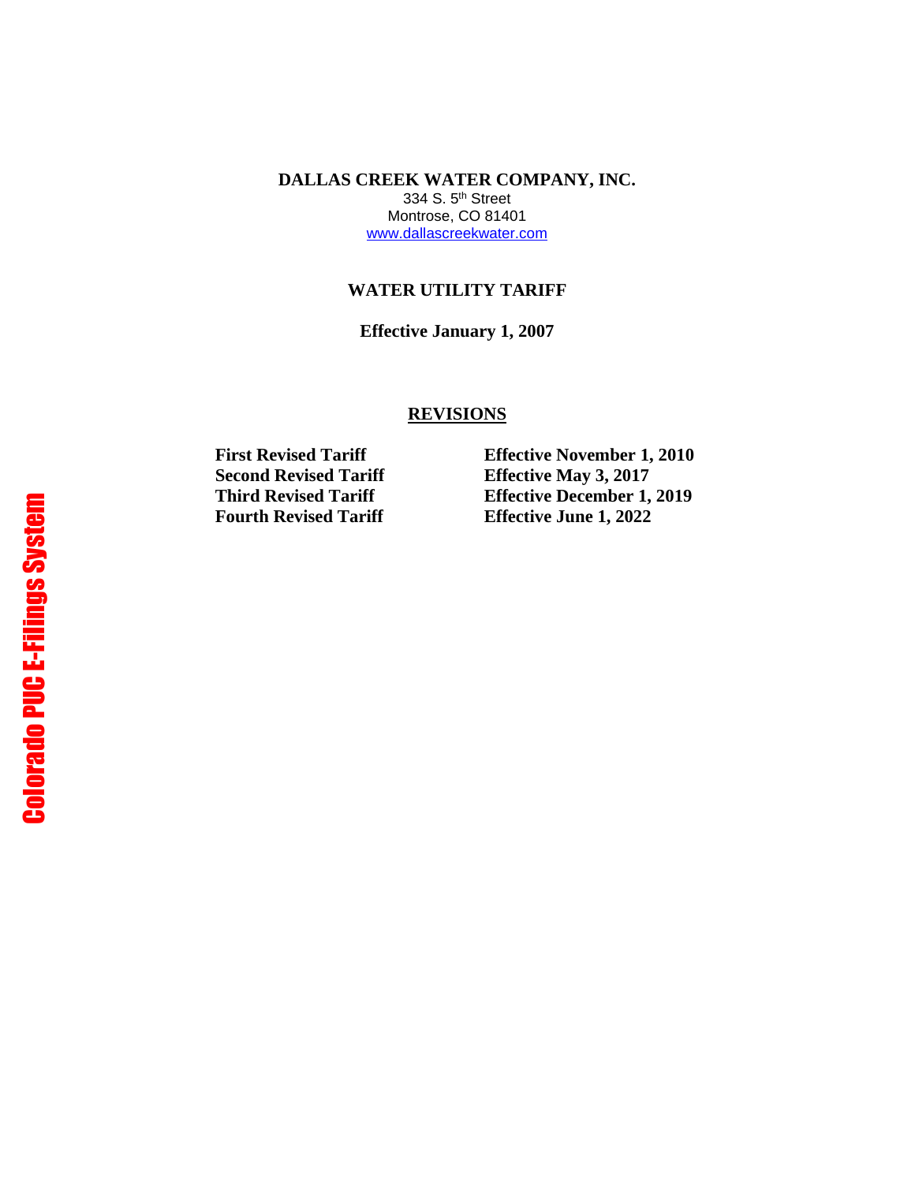# DALLAS CREEK WATER COMPANY, INC.

334 S. 5th Street
Montrose, CO 81401
www.dallascreekwater.com

## WATER UTILITY TARIFF

**Effective January 1, 2007**

## REVISIONS

| | |
|---|---|
| **First Revised Tariff** | **Effective November 1, 2010** |
| **Second Revised Tariff** | **Effective May 3, 2017** |
| **Third Revised Tariff** | **Effective December 1, 2019** |
| **Fourth Revised Tariff** | **Effective June 1, 2022** |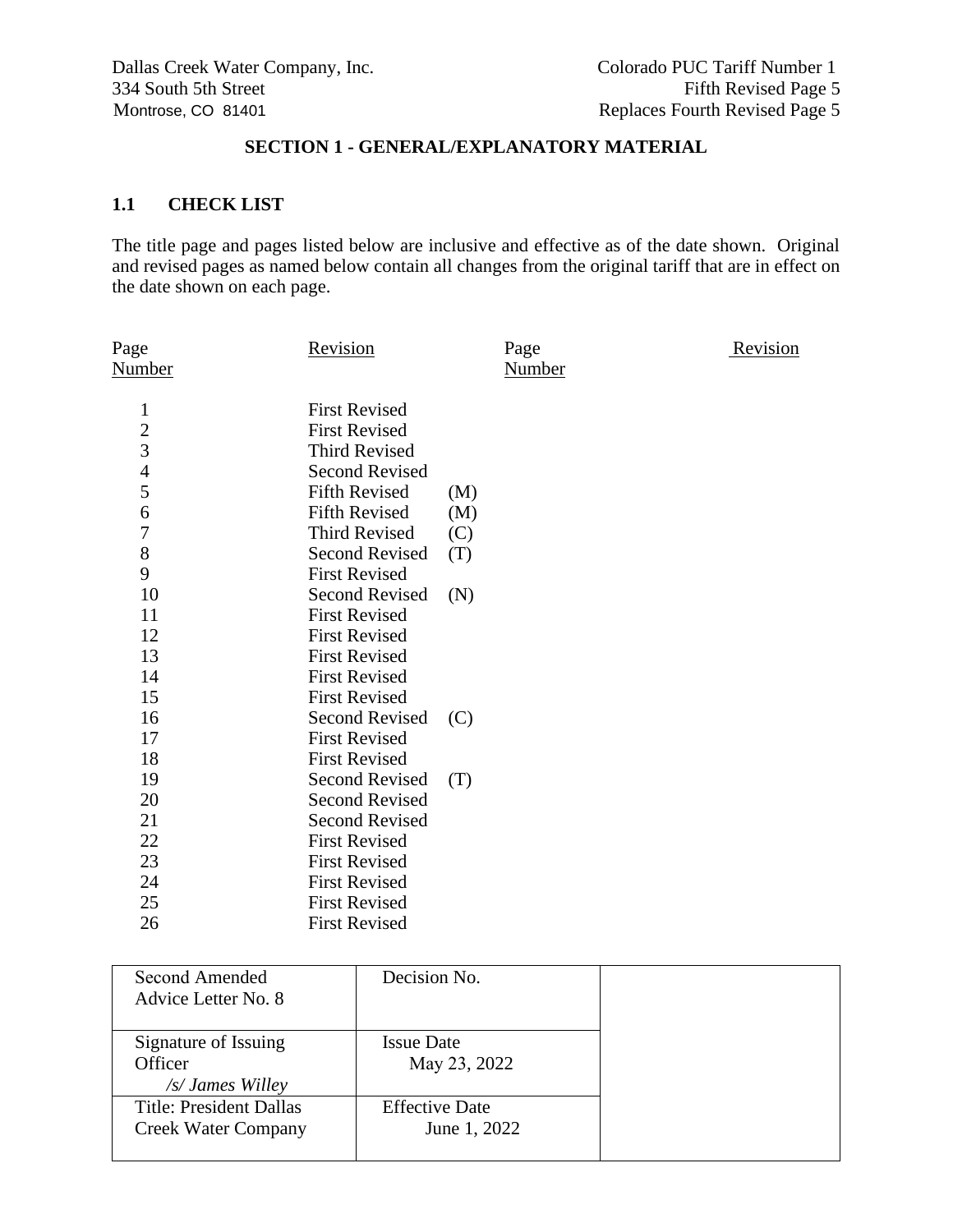Dallas Creek Water Company, Inc.
334 South 5th Street
Montrose, CO 81401

Colorado PUC Tariff Number 1
Fifth Revised Page 5
Replaces Fourth Revised Page 5

## SECTION 1 - GENERAL/EXPLANATORY MATERIAL

### 1.1 CHECK LIST

The title page and pages listed below are inclusive and effective as of the date shown. Original and revised pages as named below contain all changes from the original tariff that are in effect on the date shown on each page.

| Page Number | Revision | | Page Number | Revision |
|---|---|---|---|---|
| 1 | First Revised | | | |
| 2 | First Revised | | | |
| 3 | Third Revised | | | |
| 4 | Second Revised | | | |
| 5 | Fifth Revised | (M) | | |
| 6 | Fifth Revised | (M) | | |
| 7 | Third Revised | (C) | | |
| 8 | Second Revised | (T) | | |
| 9 | First Revised | | | |
| 10 | Second Revised | (N) | | |
| 11 | First Revised | | | |
| 12 | First Revised | | | |
| 13 | First Revised | | | |
| 14 | First Revised | | | |
| 15 | First Revised | | | |
| 16 | Second Revised | (C) | | |
| 17 | First Revised | | | |
| 18 | First Revised | | | |
| 19 | Second Revised | (T) | | |
| 20 | Second Revised | | | |
| 21 | Second Revised | | | |
| 22 | First Revised | | | |
| 23 | First Revised | | | |
| 24 | First Revised | | | |
| 25 | First Revised | | | |
| 26 | First Revised | | | |

| | | |
|---|---|---|
| Second Amended Advice Letter No. 8 | Decision No. | |
| Signature of Issuing Officer<br>*/s/ James Willey* | Issue Date<br>May 23, 2022 | |
| Title: President Dallas Creek Water Company | Effective Date<br>June 1, 2022 | |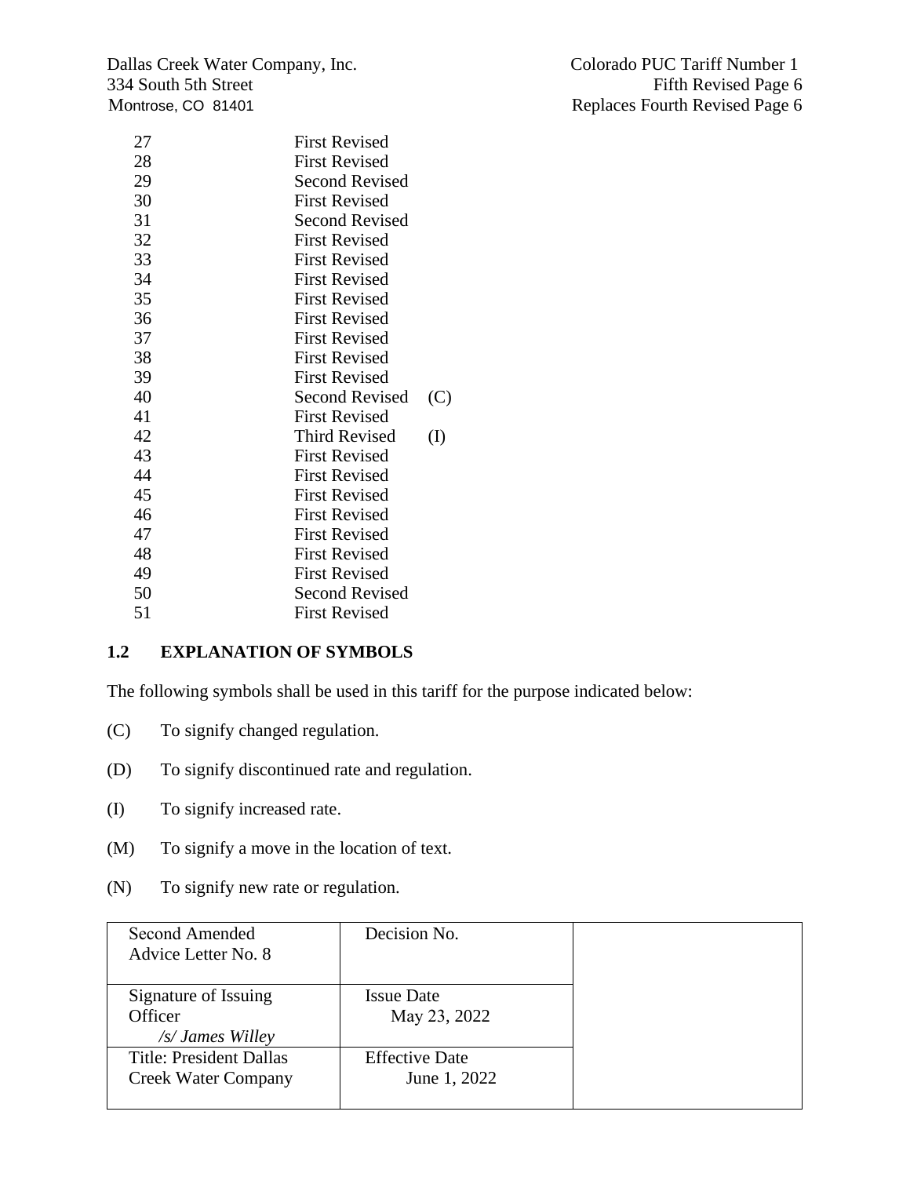| | | |
|---|---|---|
| 27 | First Revised | |
| 28 | First Revised | |
| 29 | Second Revised | |
| 30 | First Revised | |
| 31 | Second Revised | |
| 32 | First Revised | |
| 33 | First Revised | |
| 34 | First Revised | |
| 35 | First Revised | |
| 36 | First Revised | |
| 37 | First Revised | |
| 38 | First Revised | |
| 39 | First Revised | |
| 40 | Second Revised | (C) |
| 41 | First Revised | |
| 42 | Third Revised | (I) |
| 43 | First Revised | |
| 44 | First Revised | |
| 45 | First Revised | |
| 46 | First Revised | |
| 47 | First Revised | |
| 48 | First Revised | |
| 49 | First Revised | |
| 50 | Second Revised | |
| 51 | First Revised | |

## 1.2 EXPLANATION OF SYMBOLS

The following symbols shall be used in this tariff for the purpose indicated below:

(C) To signify changed regulation.

(D) To signify discontinued rate and regulation.

(I) To signify increased rate.

(M) To signify a move in the location of text.

(N) To signify new rate or regulation.

| | | |
|---|---|---|
| Second Amended Advice Letter No. 8 | Decision No. | |
| Signature of Issuing Officer *_/s/ James Willey_* | Issue Date May 23, 2022 | |
| Title: President Dallas Creek Water Company | Effective Date June 1, 2022 | |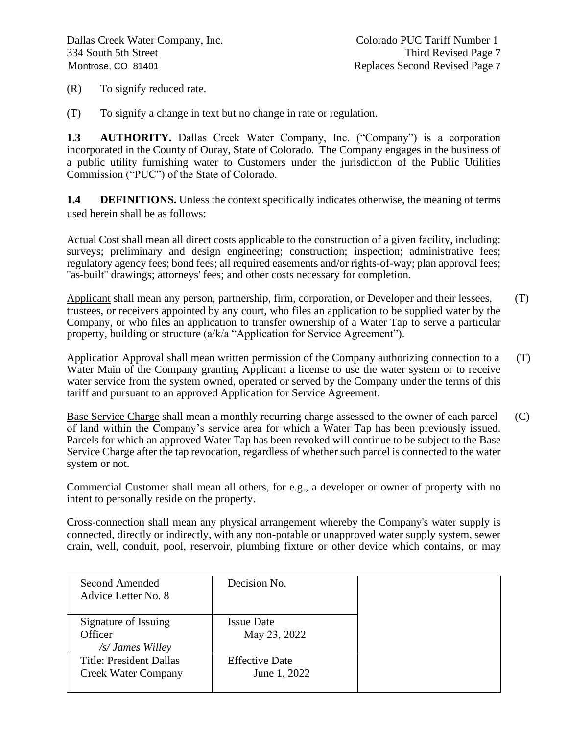(R) To signify reduced rate.

(T) To signify a change in text but no change in rate or regulation.

**1.3 AUTHORITY.** Dallas Creek Water Company, Inc. ("Company") is a corporation incorporated in the County of Ouray, State of Colorado. The Company engages in the business of a public utility furnishing water to Customers under the jurisdiction of the Public Utilities Commission ("PUC") of the State of Colorado.

**1.4 DEFINITIONS.** Unless the context specifically indicates otherwise, the meaning of terms used herein shall be as follows:

Actual Cost shall mean all direct costs applicable to the construction of a given facility, including: surveys; preliminary and design engineering; construction; inspection; administrative fees; regulatory agency fees; bond fees; all required easements and/or rights-of-way; plan approval fees; "as-built" drawings; attorneys' fees; and other costs necessary for completion.

Applicant shall mean any person, partnership, firm, corporation, or Developer and their lessees, trustees, or receivers appointed by any court, who files an application to be supplied water by the Company, or who files an application to transfer ownership of a Water Tap to serve a particular property, building or structure (a/k/a "Application for Service Agreement"). (T)

Application Approval shall mean written permission of the Company authorizing connection to a Water Main of the Company granting Applicant a license to use the water system or to receive water service from the system owned, operated or served by the Company under the terms of this tariff and pursuant to an approved Application for Service Agreement. (T)

Base Service Charge shall mean a monthly recurring charge assessed to the owner of each parcel of land within the Company's service area for which a Water Tap has been previously issued. Parcels for which an approved Water Tap has been revoked will continue to be subject to the Base Service Charge after the tap revocation, regardless of whether such parcel is connected to the water system or not. (C)

Commercial Customer shall mean all others, for e.g., a developer or owner of property with no intent to personally reside on the property.

Cross-connection shall mean any physical arrangement whereby the Company's water supply is connected, directly or indirectly, with any non-potable or unapproved water supply system, sewer drain, well, conduit, pool, reservoir, plumbing fixture or other device which contains, or may

| Second Amended Advice Letter No. 8 | Decision No. | |
|---|---|---|
| Signature of Issuing Officer /s/ *James Willey* | Issue Date May 23, 2022 | |
| Title: President Dallas Creek Water Company | Effective Date June 1, 2022 | |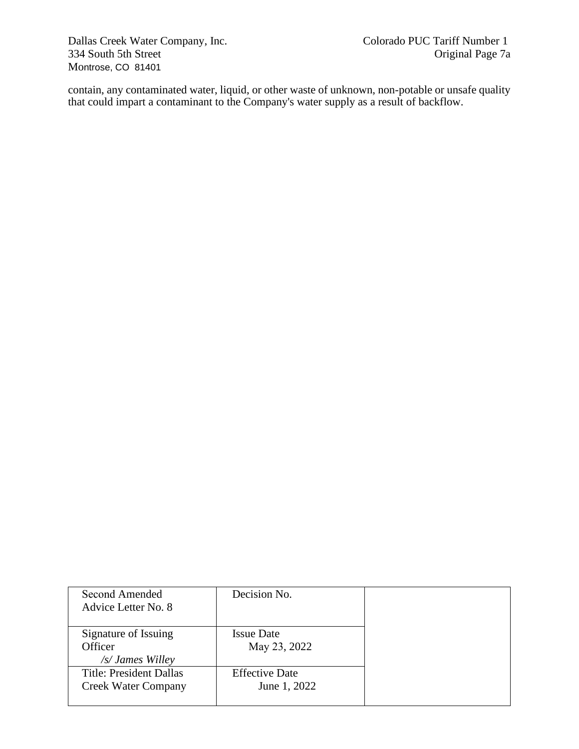contain, any contaminated water, liquid, or other waste of unknown, non-potable or unsafe quality that could impart a contaminant to the Company's water supply as a result of backflow.

| Second Amended Advice Letter No. 8 | Decision No. | |
|---|---|---|
| Signature of Issuing Officer *<br>/s/ James Willey* | Issue Date<br>May 23, 2022 | |
| Title: President Dallas Creek Water Company | Effective Date<br>June 1, 2022 | |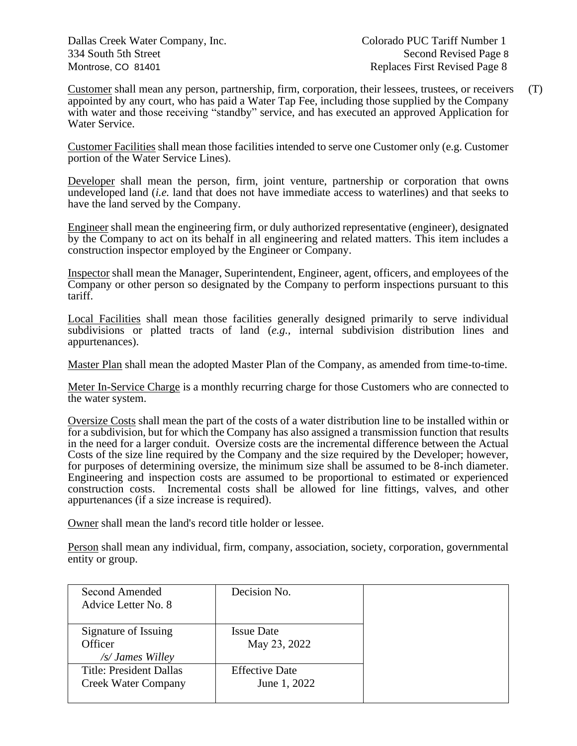Dallas Creek Water Company, Inc.
334 South 5th Street
Montrose, CO 81401

Colorado PUC Tariff Number 1
Second Revised Page 8
Replaces First Revised Page 8

Customer shall mean any person, partnership, firm, corporation, their lessees, trustees, or receivers appointed by any court, who has paid a Water Tap Fee, including those supplied by the Company with water and those receiving "standby" service, and has executed an approved Application for Water Service. (T)

Customer Facilities shall mean those facilities intended to serve one Customer only (e.g. Customer portion of the Water Service Lines).

Developer shall mean the person, firm, joint venture, partnership or corporation that owns undeveloped land (*i.e.* land that does not have immediate access to waterlines) and that seeks to have the land served by the Company.

Engineer shall mean the engineering firm, or duly authorized representative (engineer), designated by the Company to act on its behalf in all engineering and related matters. This item includes a construction inspector employed by the Engineer or Company.

Inspector shall mean the Manager, Superintendent, Engineer, agent, officers, and employees of the Company or other person so designated by the Company to perform inspections pursuant to this tariff.

Local Facilities shall mean those facilities generally designed primarily to serve individual subdivisions or platted tracts of land (*e.g.*, internal subdivision distribution lines and appurtenances).

Master Plan shall mean the adopted Master Plan of the Company, as amended from time-to-time.

Meter In-Service Charge is a monthly recurring charge for those Customers who are connected to the water system.

Oversize Costs shall mean the part of the costs of a water distribution line to be installed within or for a subdivision, but for which the Company has also assigned a transmission function that results in the need for a larger conduit. Oversize costs are the incremental difference between the Actual Costs of the size line required by the Company and the size required by the Developer; however, for purposes of determining oversize, the minimum size shall be assumed to be 8-inch diameter. Engineering and inspection costs are assumed to be proportional to estimated or experienced construction costs. Incremental costs shall be allowed for line fittings, valves, and other appurtenances (if a size increase is required).

Owner shall mean the land's record title holder or lessee.

Person shall mean any individual, firm, company, association, society, corporation, governmental entity or group.

| Second Amended Advice Letter No. 8 | Decision No. | |
|---|---|---|
| Signature of Issuing Officer /s/ *James Willey* | Issue Date May 23, 2022 | |
| Title: President Dallas Creek Water Company | Effective Date June 1, 2022 | |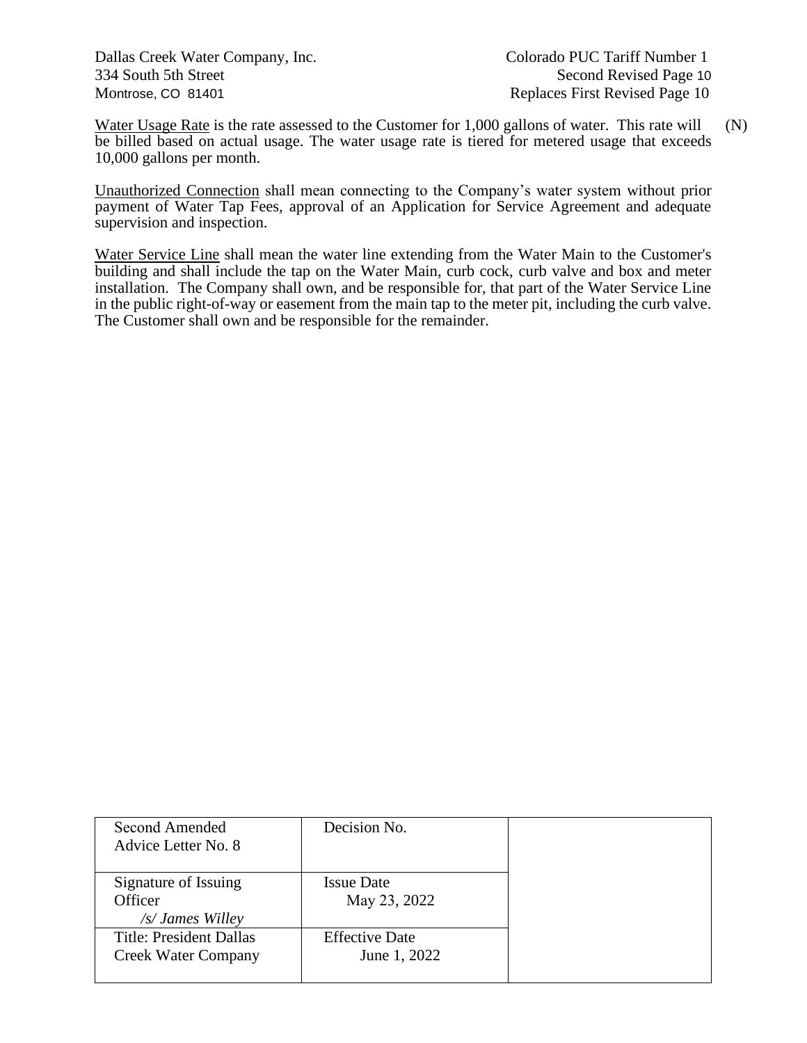Dallas Creek Water Company, Inc.
334 South 5th Street
Montrose, CO 81401

Colorado PUC Tariff Number 1
Second Revised Page 10
Replaces First Revised Page 10

Water Usage Rate is the rate assessed to the Customer for 1,000 gallons of water. This rate will be billed based on actual usage. The water usage rate is tiered for metered usage that exceeds 10,000 gallons per month. (N)

Unauthorized Connection shall mean connecting to the Company's water system without prior payment of Water Tap Fees, approval of an Application for Service Agreement and adequate supervision and inspection.

Water Service Line shall mean the water line extending from the Water Main to the Customer's building and shall include the tap on the Water Main, curb cock, curb valve and box and meter installation. The Company shall own, and be responsible for, that part of the Water Service Line in the public right-of-way or easement from the main tap to the meter pit, including the curb valve. The Customer shall own and be responsible for the remainder.

| Second Amended Advice Letter No. 8 | Decision No. | |
|---|---|---|
| Signature of Issuing Officer *<br>/s/ James Willey* | Issue Date<br>May 23, 2022 | |
| Title: President Dallas Creek Water Company | Effective Date<br>June 1, 2022 | |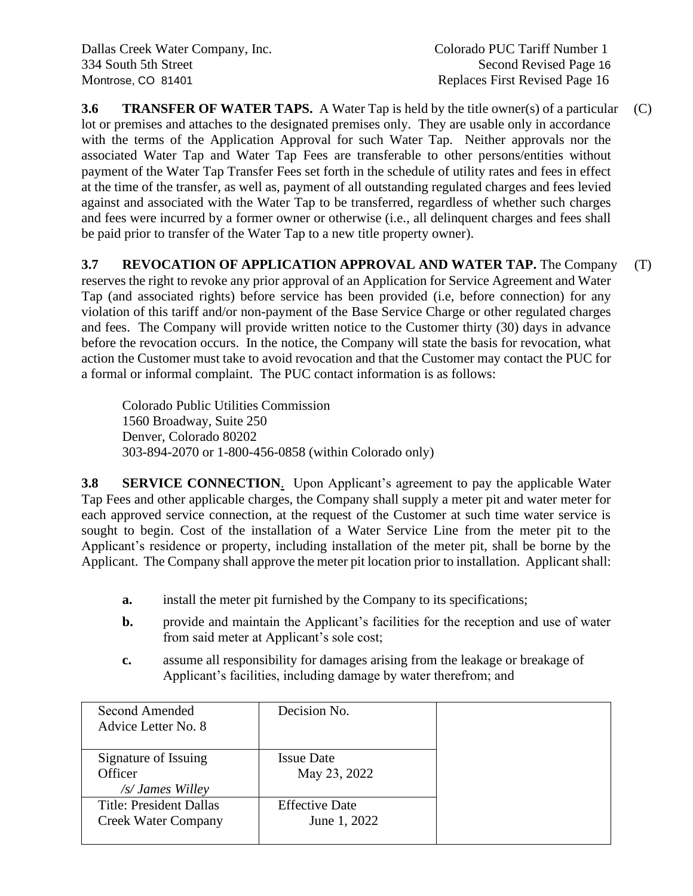**3.6 TRANSFER OF WATER TAPS.** A Water Tap is held by the title owner(s) of a particular lot or premises and attaches to the designated premises only. They are usable only in accordance with the terms of the Application Approval for such Water Tap. Neither approvals nor the associated Water Tap and Water Tap Fees are transferable to other persons/entities without payment of the Water Tap Transfer Fees set forth in the schedule of utility rates and fees in effect at the time of the transfer, as well as, payment of all outstanding regulated charges and fees levied against and associated with the Water Tap to be transferred, regardless of whether such charges and fees were incurred by a former owner or otherwise (i.e., all delinquent charges and fees shall be paid prior to transfer of the Water Tap to a new title property owner). (C)

**3.7 REVOCATION OF APPLICATION APPROVAL AND WATER TAP.** The Company reserves the right to revoke any prior approval of an Application for Service Agreement and Water Tap (and associated rights) before service has been provided (i.e, before connection) for any violation of this tariff and/or non-payment of the Base Service Charge or other regulated charges and fees. The Company will provide written notice to the Customer thirty (30) days in advance before the revocation occurs. In the notice, the Company will state the basis for revocation, what action the Customer must take to avoid revocation and that the Customer may contact the PUC for a formal or informal complaint. The PUC contact information is as follows: (T)

Colorado Public Utilities Commission
1560 Broadway, Suite 250
Denver, Colorado 80202
303-894-2070 or 1-800-456-0858 (within Colorado only)

**3.8 SERVICE CONNECTION.** Upon Applicant's agreement to pay the applicable Water Tap Fees and other applicable charges, the Company shall supply a meter pit and water meter for each approved service connection, at the request of the Customer at such time water service is sought to begin. Cost of the installation of a Water Service Line from the meter pit to the Applicant's residence or property, including installation of the meter pit, shall be borne by the Applicant. The Company shall approve the meter pit location prior to installation. Applicant shall:

- **a.** install the meter pit furnished by the Company to its specifications;
- **b.** provide and maintain the Applicant's facilities for the reception and use of water from said meter at Applicant's sole cost;
- **c.** assume all responsibility for damages arising from the leakage or breakage of Applicant's facilities, including damage by water therefrom; and

| Second Amended Advice Letter No. 8 | Decision No. | |
|---|---|---|
| Signature of Issuing Officer */s/ James Willey* | Issue Date May 23, 2022 | |
| Title: President Dallas Creek Water Company | Effective Date June 1, 2022 | |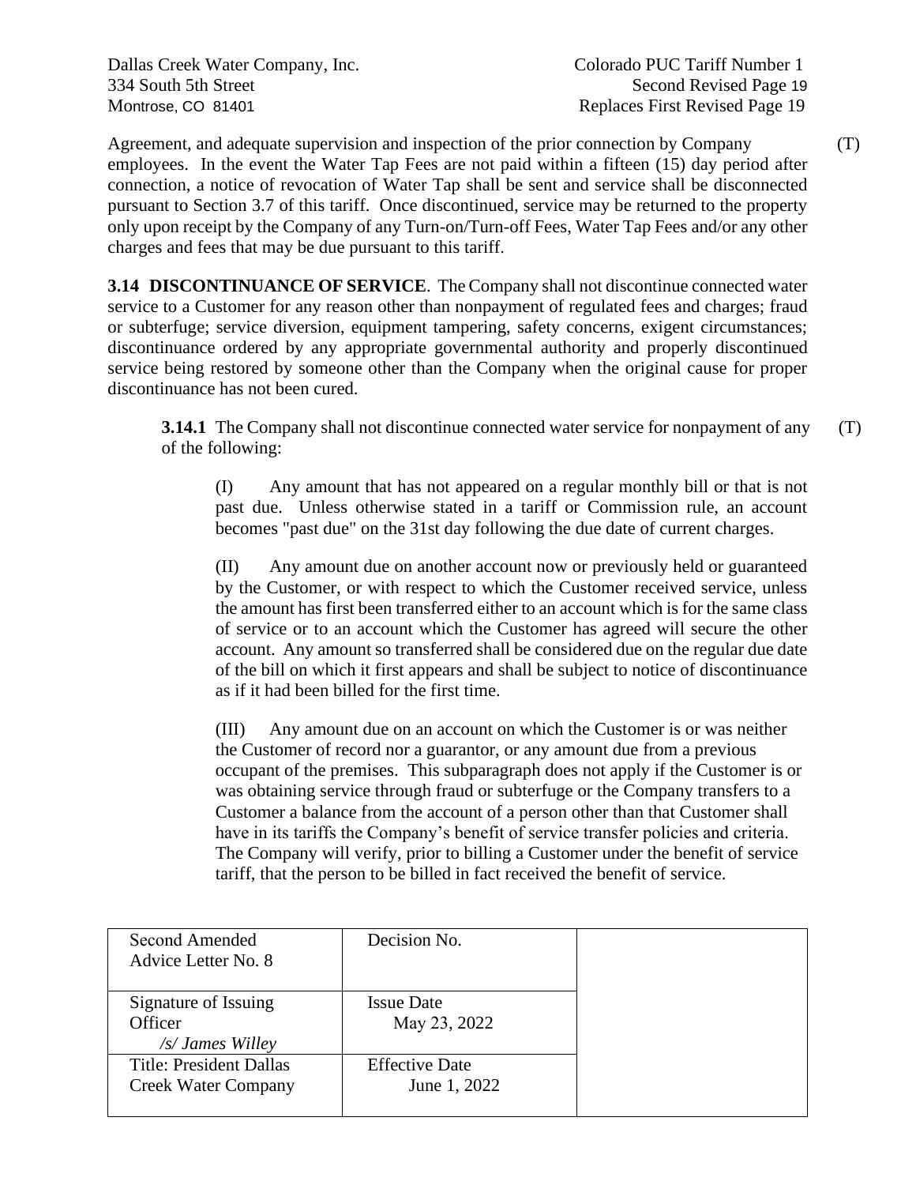Agreement, and adequate supervision and inspection of the prior connection by Company employees. In the event the Water Tap Fees are not paid within a fifteen (15) day period after connection, a notice of revocation of Water Tap shall be sent and service shall be disconnected pursuant to Section 3.7 of this tariff. Once discontinued, service may be returned to the property only upon receipt by the Company of any Turn-on/Turn-off Fees, Water Tap Fees and/or any other charges and fees that may be due pursuant to this tariff. (T)

**3.14 DISCONTINUANCE OF SERVICE**. The Company shall not discontinue connected water service to a Customer for any reason other than nonpayment of regulated fees and charges; fraud or subterfuge; service diversion, equipment tampering, safety concerns, exigent circumstances; discontinuance ordered by any appropriate governmental authority and properly discontinued service being restored by someone other than the Company when the original cause for proper discontinuance has not been cured.

**3.14.1** The Company shall not discontinue connected water service for nonpayment of any of the following: (T)

(I) Any amount that has not appeared on a regular monthly bill or that is not past due. Unless otherwise stated in a tariff or Commission rule, an account becomes "past due" on the 31st day following the due date of current charges.

(II) Any amount due on another account now or previously held or guaranteed by the Customer, or with respect to which the Customer received service, unless the amount has first been transferred either to an account which is for the same class of service or to an account which the Customer has agreed will secure the other account. Any amount so transferred shall be considered due on the regular due date of the bill on which it first appears and shall be subject to notice of discontinuance as if it had been billed for the first time.

(III) Any amount due on an account on which the Customer is or was neither the Customer of record nor a guarantor, or any amount due from a previous occupant of the premises. This subparagraph does not apply if the Customer is or was obtaining service through fraud or subterfuge or the Company transfers to a Customer a balance from the account of a person other than that Customer shall have in its tariffs the Company's benefit of service transfer policies and criteria. The Company will verify, prior to billing a Customer under the benefit of service tariff, that the person to be billed in fact received the benefit of service.

| Second Amended Advice Letter No. 8 | Decision No. | |
|---|---|---|
| Signature of Issuing Officer *_/s/ James Willey_* | Issue Date May 23, 2022 | |
| Title: President Dallas Creek Water Company | Effective Date June 1, 2022 | |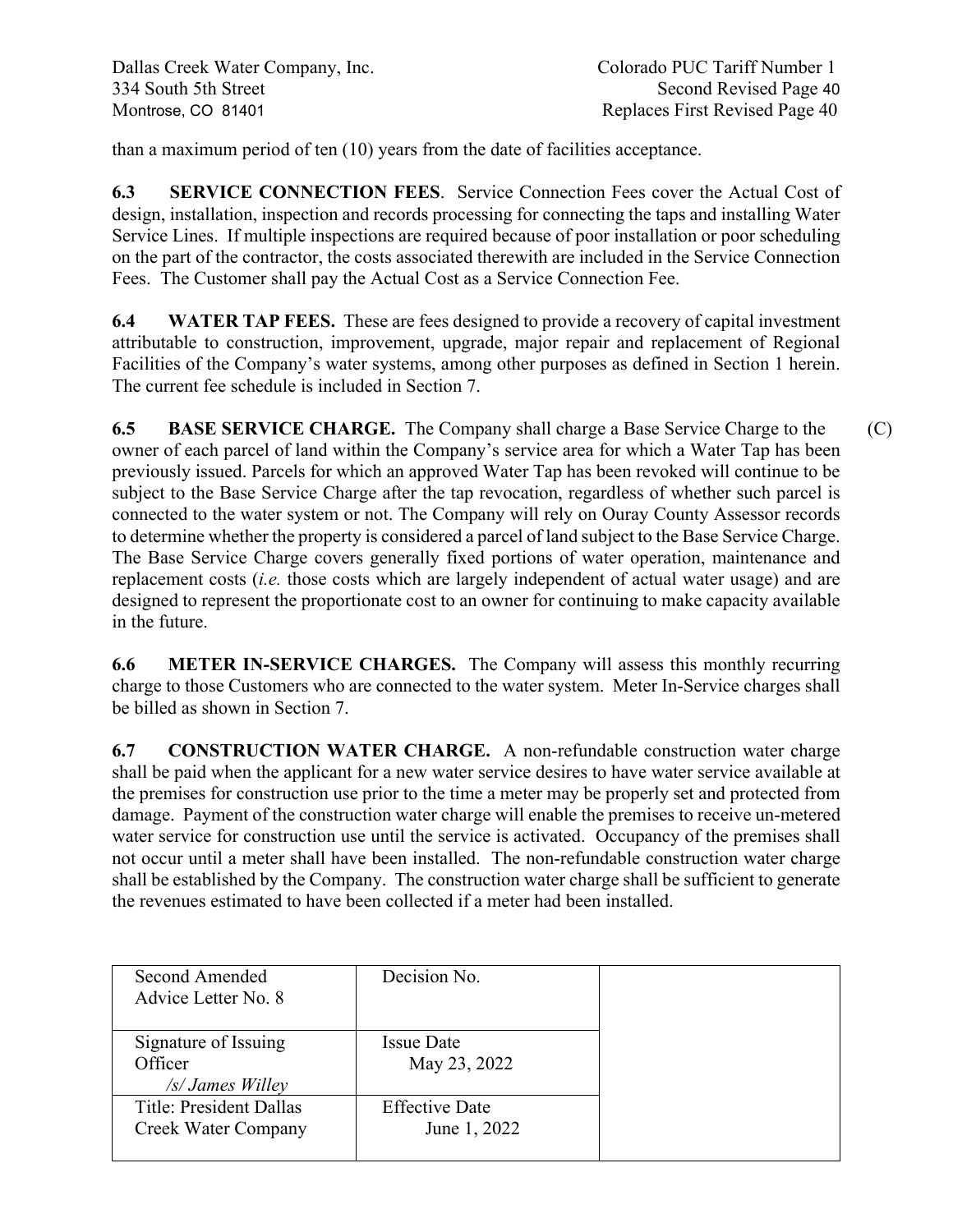than a maximum period of ten (10) years from the date of facilities acceptance.

**6.3 SERVICE CONNECTION FEES**. Service Connection Fees cover the Actual Cost of design, installation, inspection and records processing for connecting the taps and installing Water Service Lines. If multiple inspections are required because of poor installation or poor scheduling on the part of the contractor, the costs associated therewith are included in the Service Connection Fees. The Customer shall pay the Actual Cost as a Service Connection Fee.

**6.4 WATER TAP FEES.** These are fees designed to provide a recovery of capital investment attributable to construction, improvement, upgrade, major repair and replacement of Regional Facilities of the Company's water systems, among other purposes as defined in Section 1 herein. The current fee schedule is included in Section 7.

**6.5 BASE SERVICE CHARGE.** The Company shall charge a Base Service Charge to the owner of each parcel of land within the Company's service area for which a Water Tap has been previously issued. Parcels for which an approved Water Tap has been revoked will continue to be subject to the Base Service Charge after the tap revocation, regardless of whether such parcel is connected to the water system or not. The Company will rely on Ouray County Assessor records to determine whether the property is considered a parcel of land subject to the Base Service Charge. The Base Service Charge covers generally fixed portions of water operation, maintenance and replacement costs (*i.e.* those costs which are largely independent of actual water usage) and are designed to represent the proportionate cost to an owner for continuing to make capacity available in the future. (C)

**6.6 METER IN-SERVICE CHARGES.** The Company will assess this monthly recurring charge to those Customers who are connected to the water system. Meter In-Service charges shall be billed as shown in Section 7.

**6.7 CONSTRUCTION WATER CHARGE.** A non-refundable construction water charge shall be paid when the applicant for a new water service desires to have water service available at the premises for construction use prior to the time a meter may be properly set and protected from damage. Payment of the construction water charge will enable the premises to receive un-metered water service for construction use until the service is activated. Occupancy of the premises shall not occur until a meter shall have been installed. The non-refundable construction water charge shall be established by the Company. The construction water charge shall be sufficient to generate the revenues estimated to have been collected if a meter had been installed.

| Second Amended Advice Letter No. 8 | Decision No. | |
|---|---|---|
| Signature of Issuing Officer *\/s\/ James Willey* | Issue Date May 23, 2022 | |
| Title: President Dallas Creek Water Company | Effective Date June 1, 2022 | |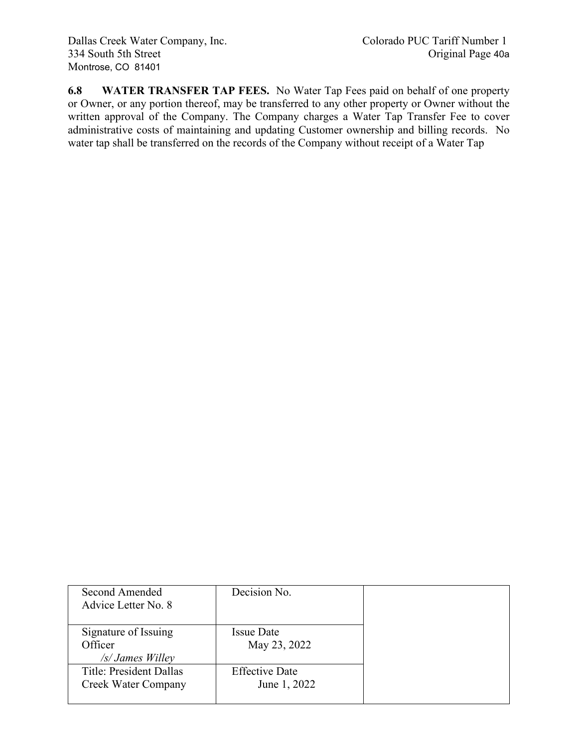Dallas Creek Water Company, Inc.
334 South 5th Street
Montrose, CO 81401

Colorado PUC Tariff Number 1
Original Page 40a

**6.8 WATER TRANSFER TAP FEES.** No Water Tap Fees paid on behalf of one property or Owner, or any portion thereof, may be transferred to any other property or Owner without the written approval of the Company. The Company charges a Water Tap Transfer Fee to cover administrative costs of maintaining and updating Customer ownership and billing records. No water tap shall be transferred on the records of the Company without receipt of a Water Tap

| Second Amended Advice Letter No. 8 | Decision No. | |
|---|---|---|
| Signature of Issuing Officer *&#47;s&#47; James Willey* | Issue Date May 23, 2022 | |
| Title: President Dallas Creek Water Company | Effective Date June 1, 2022 | |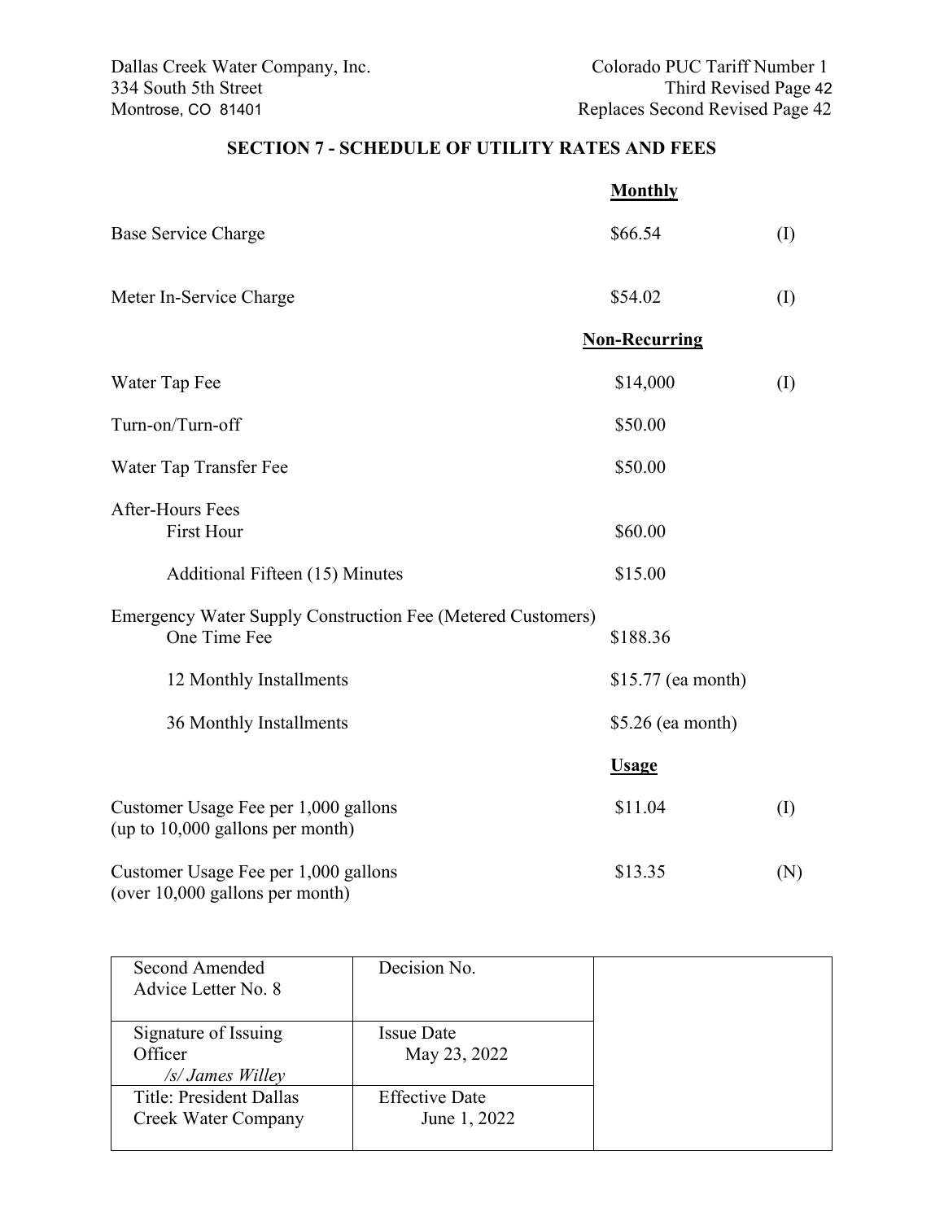Dallas Creek Water Company, Inc.
334 South 5th Street
Montrose, CO 81401

Colorado PUC Tariff Number 1
Third Revised Page 42
Replaces Second Revised Page 42

## SECTION 7 - SCHEDULE OF UTILITY RATES AND FEES

| | **Monthly** | |
|---|---|---|
| Base Service Charge | \$66.54 | (I) |
| Meter In-Service Charge | \$54.02 | (I) |
| | **Non-Recurring** | |
| Water Tap Fee | \$14,000 | (I) |
| Turn-on/Turn-off | \$50.00 | |
| Water Tap Transfer Fee | \$50.00 | |
| After-Hours Fees | | |
| First Hour | \$60.00 | |
| Additional Fifteen (15) Minutes | \$15.00 | |
| Emergency Water Supply Construction Fee (Metered Customers) | | |
| One Time Fee | \$188.36 | |
| 12 Monthly Installments | \$15.77 (ea month) | |
| 36 Monthly Installments | \$5.26 (ea month) | |
| | **Usage** | |
| Customer Usage Fee per 1,000 gallons (up to 10,000 gallons per month) | \$11.04 | (I) |
| Customer Usage Fee per 1,000 gallons (over 10,000 gallons per month) | \$13.35 | (N) |

| | | |
|---|---|---|
| Second Amended Advice Letter No. 8 | Decision No. | |
| Signature of Issuing Officer *<br>/s/ James Willey* | Issue Date<br>May 23, 2022 | |
| Title: President Dallas Creek Water Company | Effective Date<br>June 1, 2022 | |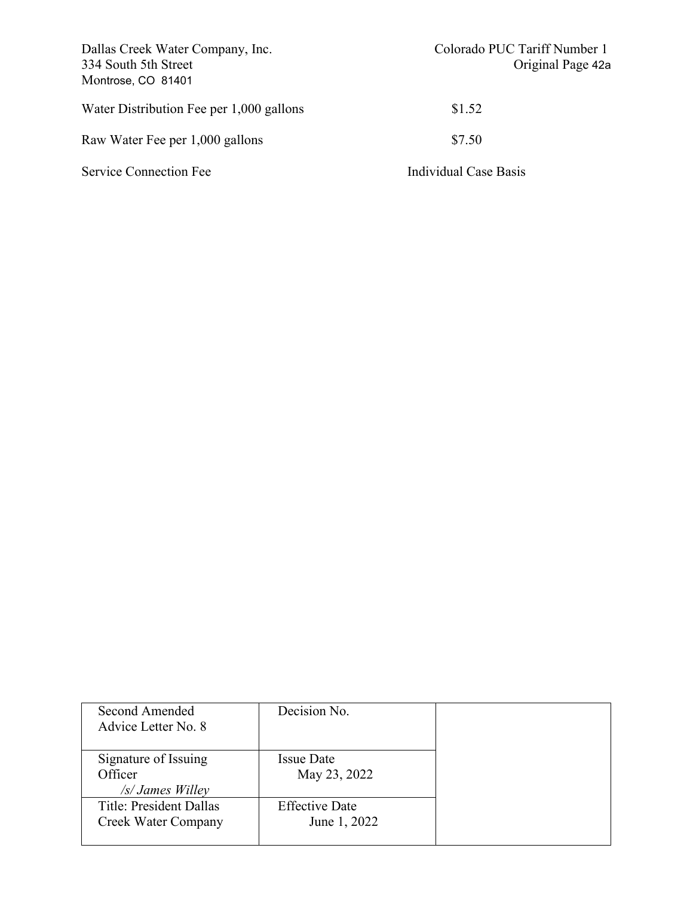Dallas Creek Water Company, Inc.
334 South 5th Street
Montrose, CO 81401

Colorado PUC Tariff Number 1
Original Page 42a

| | |
|---|---|
| Water Distribution Fee per 1,000 gallons | $1.52 |
| Raw Water Fee per 1,000 gallons | $7.50 |
| Service Connection Fee | Individual Case Basis |

| | | |
|---|---|---|
| Second Amended Advice Letter No. 8 | Decision No. | |
| Signature of Issuing Officer *<br>/s/ James Willey* | Issue Date<br>May 23, 2022 | |
| Title: President Dallas Creek Water Company | Effective Date<br>June 1, 2022 | |